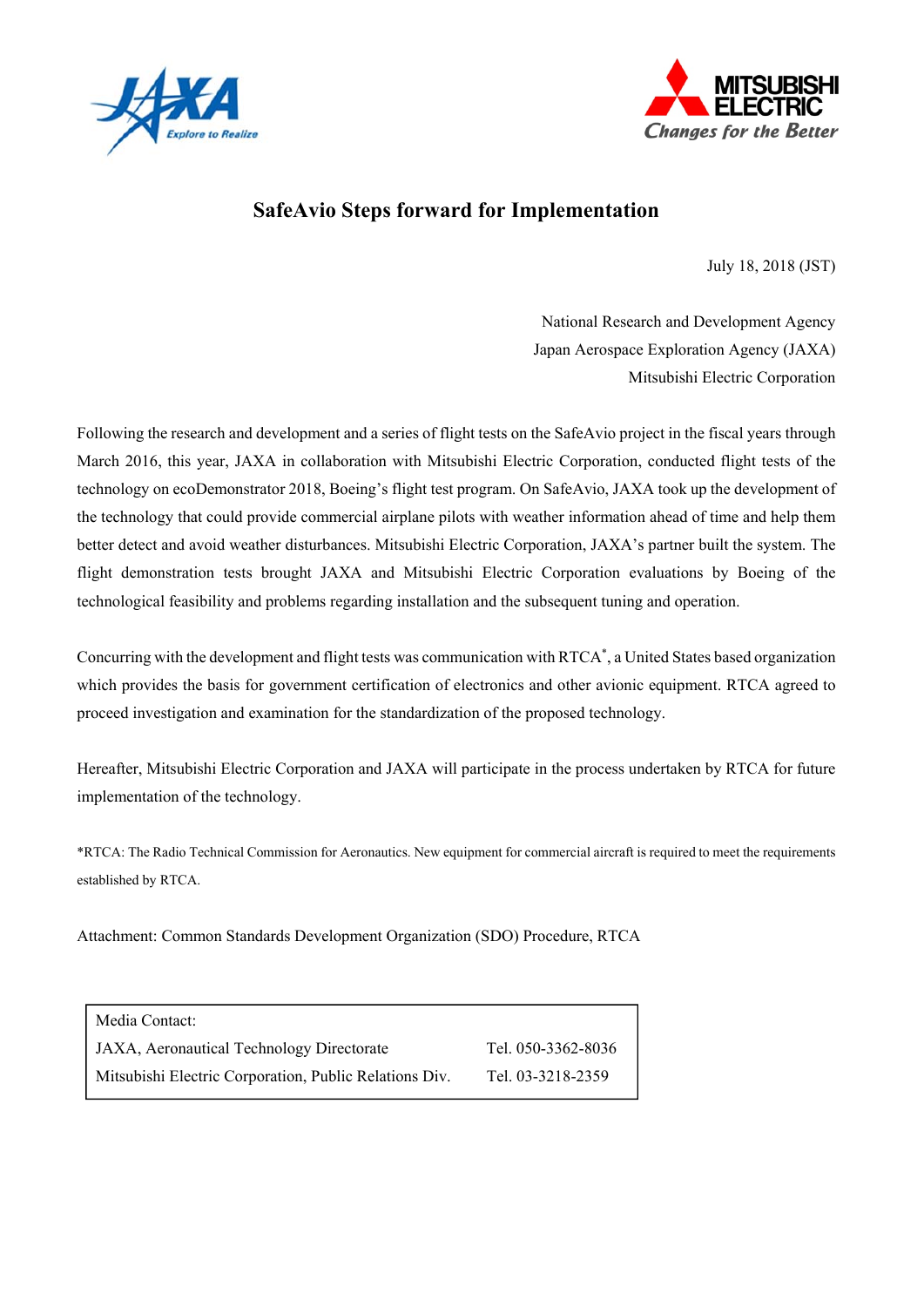# SafeAvio Steps forward for Implementation

July 18, 2018 (JST)

National Research and Development Agency
Japan Aerospace Exploration Agency (JAXA)
Mitsubishi Electric Corporation

Following the research and development and a series of flight tests on the SafeAvio project in the fiscal years through March 2016, this year, JAXA in collaboration with Mitsubishi Electric Corporation, conducted flight tests of the technology on ecoDemonstrator 2018, Boeing's flight test program. On SafeAvio, JAXA took up the development of the technology that could provide commercial airplane pilots with weather information ahead of time and help them better detect and avoid weather disturbances. Mitsubishi Electric Corporation, JAXA's partner built the system. The flight demonstration tests brought JAXA and Mitsubishi Electric Corporation evaluations by Boeing of the technological feasibility and problems regarding installation and the subsequent tuning and operation.

Concurring with the development and flight tests was communication with RTCA*, a United States based organization which provides the basis for government certification of electronics and other avionic equipment. RTCA agreed to proceed investigation and examination for the standardization of the proposed technology.

Hereafter, Mitsubishi Electric Corporation and JAXA will participate in the process undertaken by RTCA for future implementation of the technology.

*RTCA: The Radio Technical Commission for Aeronautics. New equipment for commercial aircraft is required to meet the requirements established by RTCA.

Attachment: Common Standards Development Organization (SDO) Procedure, RTCA

| Media Contact: | |
|---|---|
| JAXA, Aeronautical Technology Directorate | Tel. 050-3362-8036 |
| Mitsubishi Electric Corporation, Public Relations Div. | Tel. 03-3218-2359 |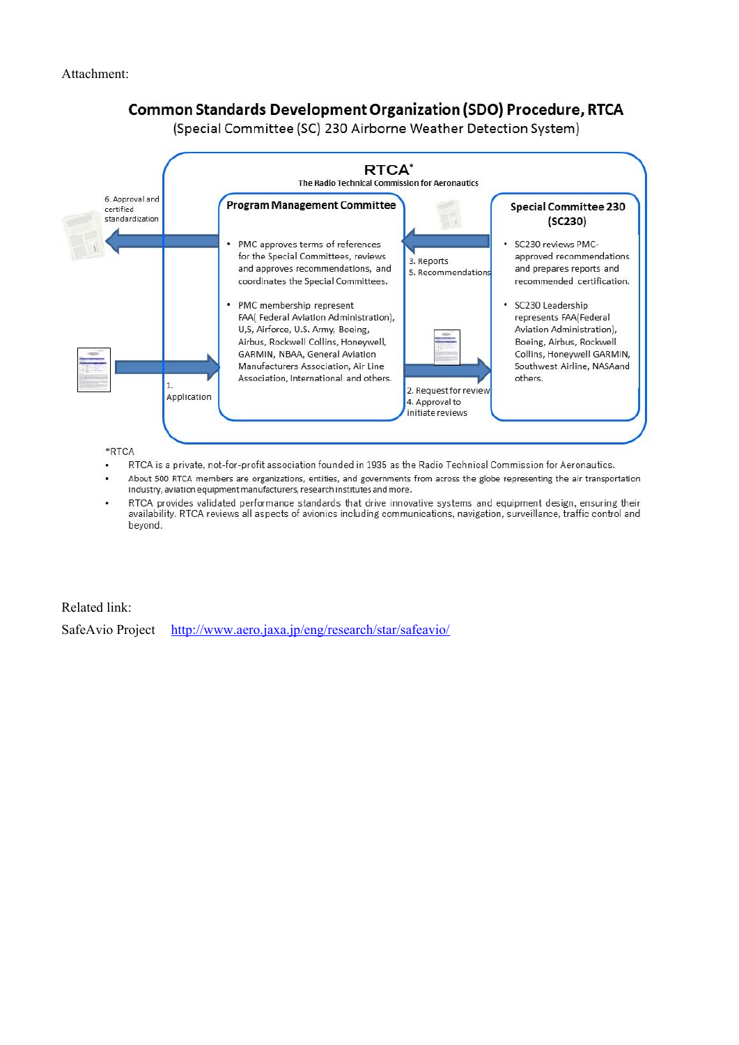Attachment:

**Common Standards Development Organization (SDO) Procedure, RTCA**

(Special Committee (SC) 230 Airborne Weather Detection System)

RTCA*

The Radio Technical Commission for Aeronautics

6. Approval and certified standardization

**Program Management Committee**

- PMC approves terms of references for the Special Committees, reviews and approves recommendations, and coordinates the Special Committees.
- PMC membership represent FAA( Federal Aviation Administration), U,S, Airforce, U.S. Army, Boeing, Airbus, Rockwell Collins, Honeywell, GARMIN, NBAA, General Aviation Manufacturers Association, Air Line Association, International and others.

3. Reports
5. Recommendations

**Special Committee 230 (SC230)**

- SC230 reviews PMC-approved recommendations and prepares reports and recommended certification.
- SC230 Leadership represents FAA(Federal Aviation Administration), Boeing, Airbus, Rockwell Collins, Honeywell GARMIN, Southwest Airline, NASAand others.

1. Application

2. Request for review
4. Approval to initiate reviews

*RTCA

- RTCA is a private, not-for-profit association founded in 1935 as the Radio Technical Commission for Aeronautics.
- About 500 RTCA members are organizations, entities, and governments from across the globe representing the air transportation industry, aviation equipment manufacturers, research institutes and more.
- RTCA provides validated performance standards that drive innovative systems and equipment design, ensuring their availability. RTCA reviews all aspects of avionics including communications, navigation, surveillance, traffic control and beyond.

Related link:

SafeAvio Project http://www.aero.jaxa.jp/eng/research/star/safeavio/